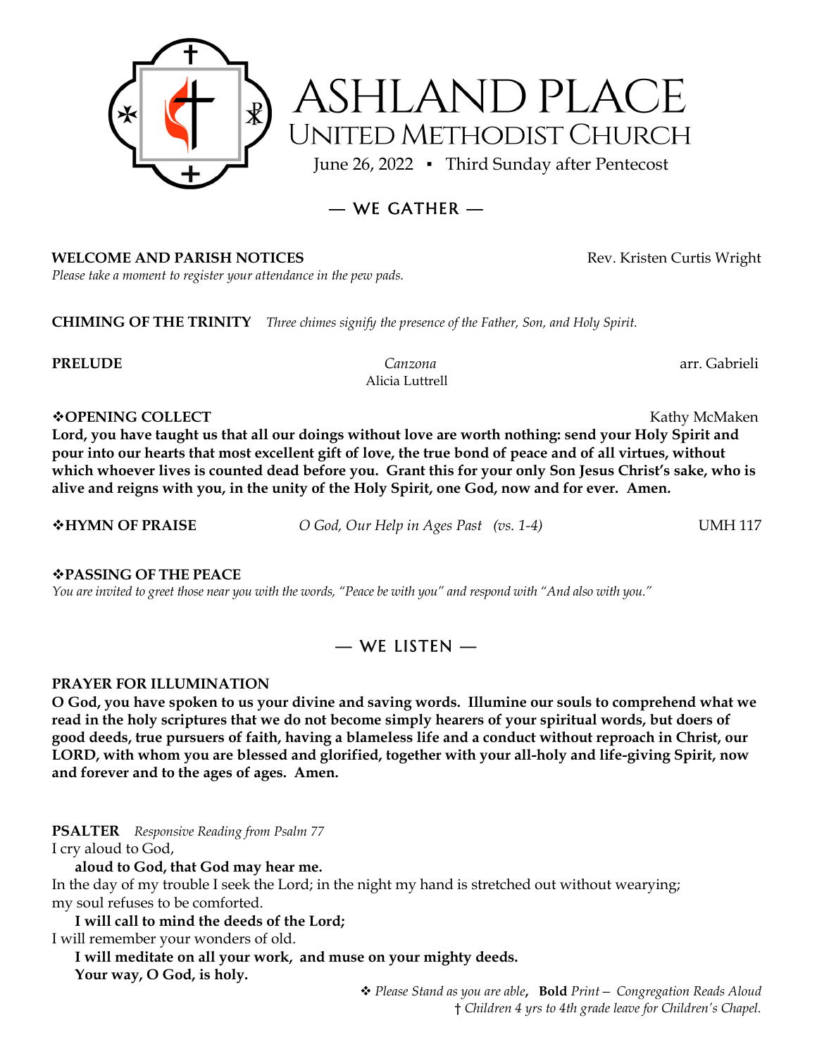# ASHLAND PLACE
## UNITED METHODIST CHURCH

June 26, 2022 ▪ Third Sunday after Pentecost

## — WE GATHER —

**WELCOME AND PARISH NOTICES** Rev. Kristen Curtis Wright

*Please take a moment to register your attendance in the pew pads.*

**CHIMING OF THE TRINITY** *Three chimes signify the presence of the Father, Son, and Holy Spirit.*

**PRELUDE** *Canzona* arr. Gabrieli
Alicia Luttrell

**❖OPENING COLLECT** Kathy McMaken

**Lord, you have taught us that all our doings without love are worth nothing: send your Holy Spirit and pour into our hearts that most excellent gift of love, the true bond of peace and of all virtues, without which whoever lives is counted dead before you. Grant this for your only Son Jesus Christ's sake, who is alive and reigns with you, in the unity of the Holy Spirit, one God, now and for ever. Amen.**

**❖HYMN OF PRAISE** *O God, Our Help in Ages Past (vs. 1-4)* UMH 117

**❖PASSING OF THE PEACE**

*You are invited to greet those near you with the words, "Peace be with you" and respond with "And also with you."*

## — WE LISTEN —

**PRAYER FOR ILLUMINATION**

**O God, you have spoken to us your divine and saving words. Illumine our souls to comprehend what we read in the holy scriptures that we do not become simply hearers of your spiritual words, but doers of good deeds, true pursuers of faith, having a blameless life and a conduct without reproach in Christ, our LORD, with whom you are blessed and glorified, together with your all-holy and life-giving Spirit, now and forever and to the ages of ages. Amen.**

**PSALTER** *Responsive Reading from Psalm 77*

I cry aloud to God,

**aloud to God, that God may hear me.**

In the day of my trouble I seek the Lord; in the night my hand is stretched out without wearying; my soul refuses to be comforted.

**I will call to mind the deeds of the Lord;**

I will remember your wonders of old.

**I will meditate on all your work, and muse on your mighty deeds.**
**Your way, O God, is holy.**

❖ *Please Stand as you are able*, **Bold** *Print – Congregation Reads Aloud*
† *Children 4 yrs to 4th grade leave for Children's Chapel.*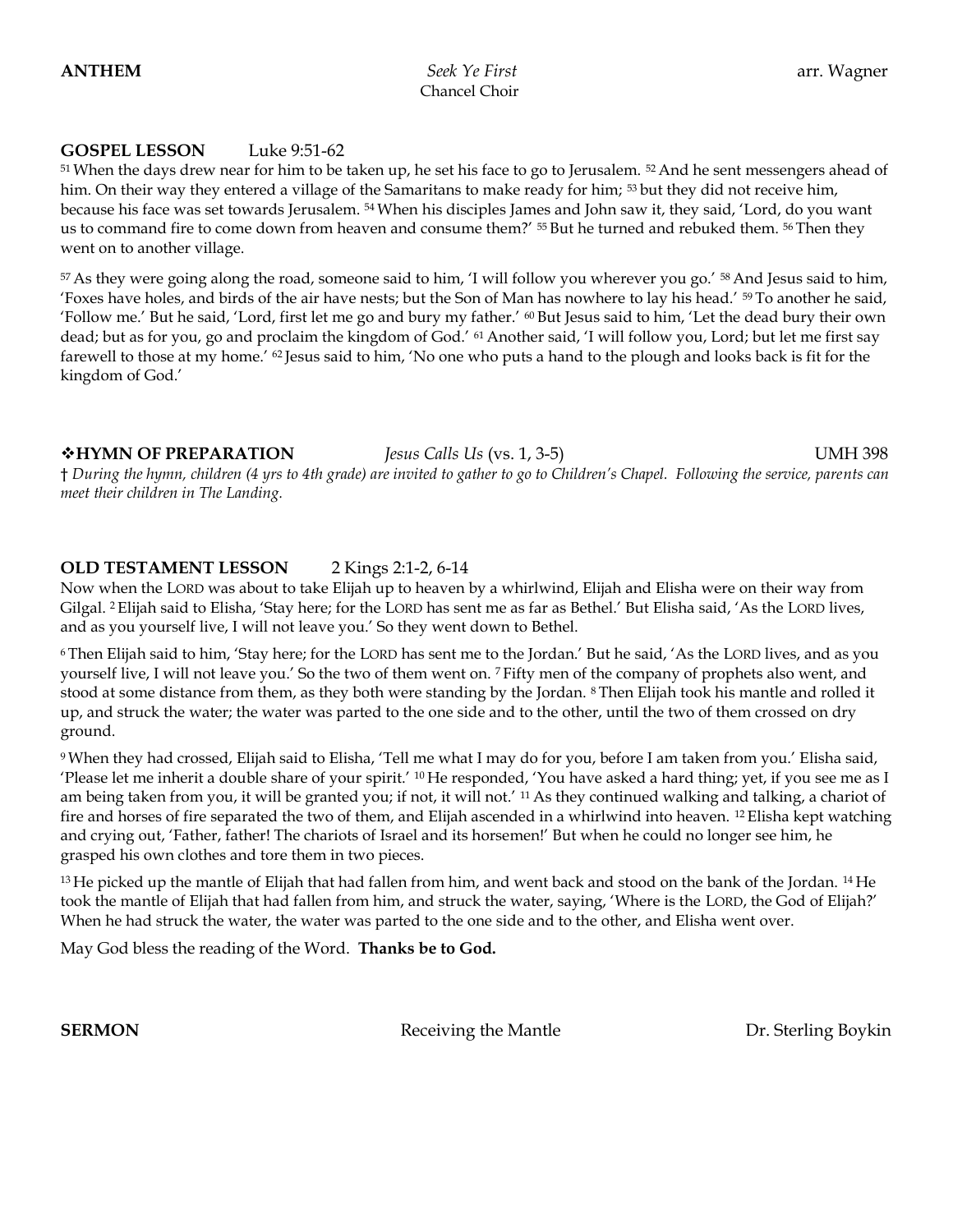**ANTHEM** *Seek Ye First* arr. Wagner
Chancel Choir

**GOSPEL LESSON** Luke 9:51-62

[51] When the days drew near for him to be taken up, he set his face to go to Jerusalem. [52] And he sent messengers ahead of him. On their way they entered a village of the Samaritans to make ready for him; [53] but they did not receive him, because his face was set towards Jerusalem. [54] When his disciples James and John saw it, they said, 'Lord, do you want us to command fire to come down from heaven and consume them?' [55] But he turned and rebuked them. [56] Then they went on to another village.

[57] As they were going along the road, someone said to him, 'I will follow you wherever you go.' [58] And Jesus said to him, 'Foxes have holes, and birds of the air have nests; but the Son of Man has nowhere to lay his head.' [59] To another he said, 'Follow me.' But he said, 'Lord, first let me go and bury my father.' [60] But Jesus said to him, 'Let the dead bury their own dead; but as for you, go and proclaim the kingdom of God.' [61] Another said, 'I will follow you, Lord; but let me first say farewell to those at my home.' [62] Jesus said to him, 'No one who puts a hand to the plough and looks back is fit for the kingdom of God.'

❖**HYMN OF PREPARATION** *Jesus Calls Us* (vs. 1, 3-5) UMH 398

† *During the hymn, children (4 yrs to 4th grade) are invited to gather to go to Children's Chapel. Following the service, parents can meet their children in The Landing.*

**OLD TESTAMENT LESSON** 2 Kings 2:1-2, 6-14

Now when the LORD was about to take Elijah up to heaven by a whirlwind, Elijah and Elisha were on their way from Gilgal. [2] Elijah said to Elisha, 'Stay here; for the LORD has sent me as far as Bethel.' But Elisha said, 'As the LORD lives, and as you yourself live, I will not leave you.' So they went down to Bethel.

[6] Then Elijah said to him, 'Stay here; for the LORD has sent me to the Jordan.' But he said, 'As the LORD lives, and as you yourself live, I will not leave you.' So the two of them went on. [7] Fifty men of the company of prophets also went, and stood at some distance from them, as they both were standing by the Jordan. [8] Then Elijah took his mantle and rolled it up, and struck the water; the water was parted to the one side and to the other, until the two of them crossed on dry ground.

[9] When they had crossed, Elijah said to Elisha, 'Tell me what I may do for you, before I am taken from you.' Elisha said, 'Please let me inherit a double share of your spirit.' [10] He responded, 'You have asked a hard thing; yet, if you see me as I am being taken from you, it will be granted you; if not, it will not.' [11] As they continued walking and talking, a chariot of fire and horses of fire separated the two of them, and Elijah ascended in a whirlwind into heaven. [12] Elisha kept watching and crying out, 'Father, father! The chariots of Israel and its horsemen!' But when he could no longer see him, he grasped his own clothes and tore them in two pieces.

[13] He picked up the mantle of Elijah that had fallen from him, and went back and stood on the bank of the Jordan. [14] He took the mantle of Elijah that had fallen from him, and struck the water, saying, 'Where is the LORD, the God of Elijah?' When he had struck the water, the water was parted to the one side and to the other, and Elisha went over.

May God bless the reading of the Word. **Thanks be to God.**

**SERMON** Receiving the Mantle Dr. Sterling Boykin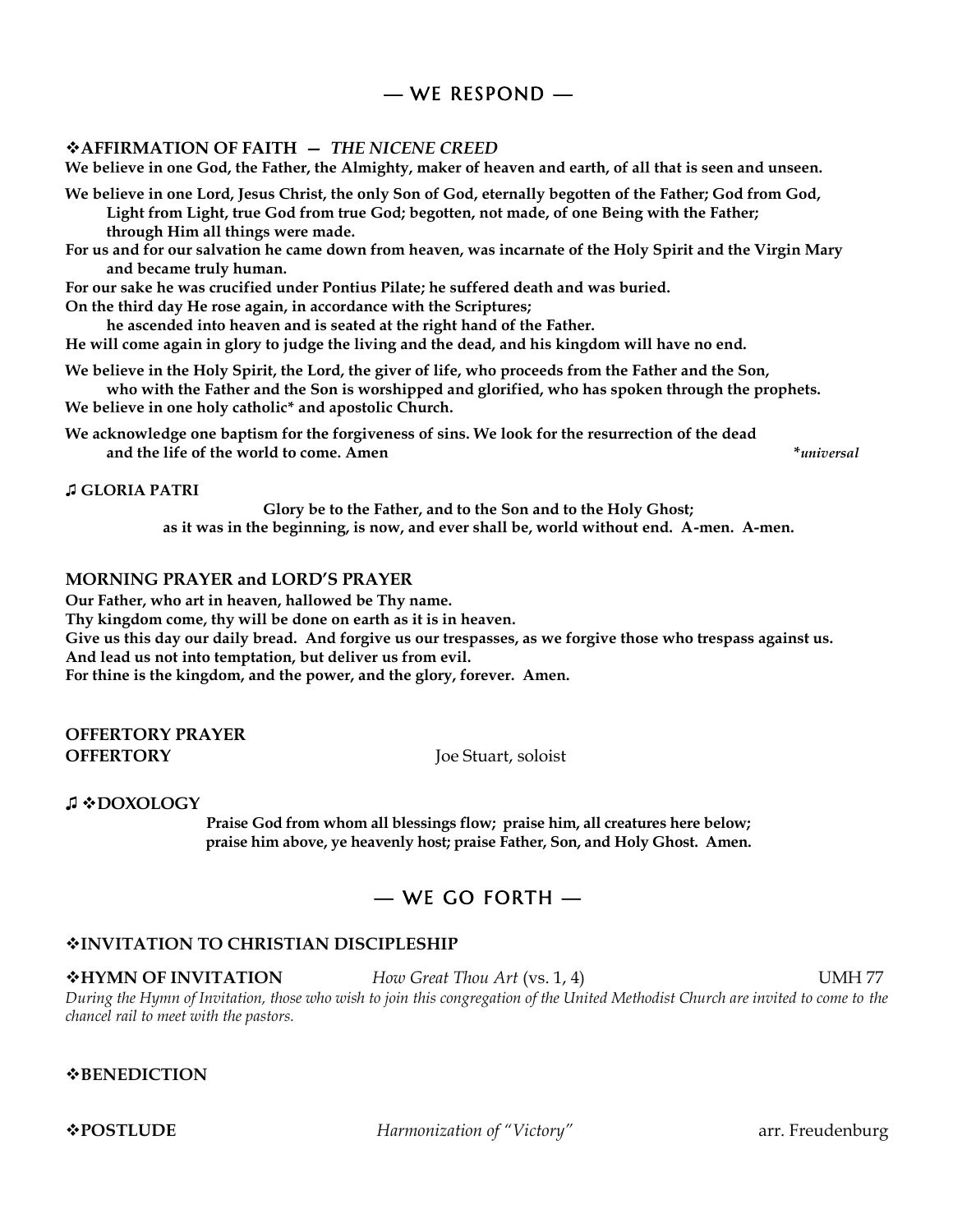## — WE RESPOND —

**❖AFFIRMATION OF FAITH — *THE NICENE CREED***

**We believe in one God, the Father, the Almighty, maker of heaven and earth, of all that is seen and unseen.**

**We believe in one Lord, Jesus Christ, the only Son of God, eternally begotten of the Father; God from God, Light from Light, true God from true God; begotten, not made, of one Being with the Father; through Him all things were made.**
**For us and for our salvation he came down from heaven, was incarnate of the Holy Spirit and the Virgin Mary and became truly human.**
**For our sake he was crucified under Pontius Pilate; he suffered death and was buried.**
**On the third day He rose again, in accordance with the Scriptures; he ascended into heaven and is seated at the right hand of the Father.**
**He will come again in glory to judge the living and the dead, and his kingdom will have no end.**

**We believe in the Holy Spirit, the Lord, the giver of life, who proceeds from the Father and the Son, who with the Father and the Son is worshipped and glorified, who has spoken through the prophets.**
**We believe in one holy catholic* and apostolic Church.**

**We acknowledge one baptism for the forgiveness of sins. We look for the resurrection of the dead and the life of the world to come. Amen**

**\****universal*

**♫ GLORIA PATRI**

**Glory be to the Father, and to the Son and to the Holy Ghost;**
**as it was in the beginning, is now, and ever shall be, world without end. A-men. A-men.**

**MORNING PRAYER and LORD'S PRAYER**

**Our Father, who art in heaven, hallowed be Thy name.**
**Thy kingdom come, thy will be done on earth as it is in heaven.**
**Give us this day our daily bread. And forgive us our trespasses, as we forgive those who trespass against us.**
**And lead us not into temptation, but deliver us from evil.**
**For thine is the kingdom, and the power, and the glory, forever. Amen.**

**OFFERTORY PRAYER**

**OFFERTORY** Joe Stuart, soloist

**♫ ❖DOXOLOGY**

**Praise God from whom all blessings flow; praise him, all creatures here below;**
**praise him above, ye heavenly host; praise Father, Son, and Holy Ghost. Amen.**

## — WE GO FORTH —

**❖INVITATION TO CHRISTIAN DISCIPLESHIP**

**❖HYMN OF INVITATION** *How Great Thou Art* (vs. 1, 4) UMH 77

*During the Hymn of Invitation, those who wish to join this congregation of the United Methodist Church are invited to come to the chancel rail to meet with the pastors.*

**❖BENEDICTION**

**❖POSTLUDE** *Harmonization of "Victory"* arr. Freudenburg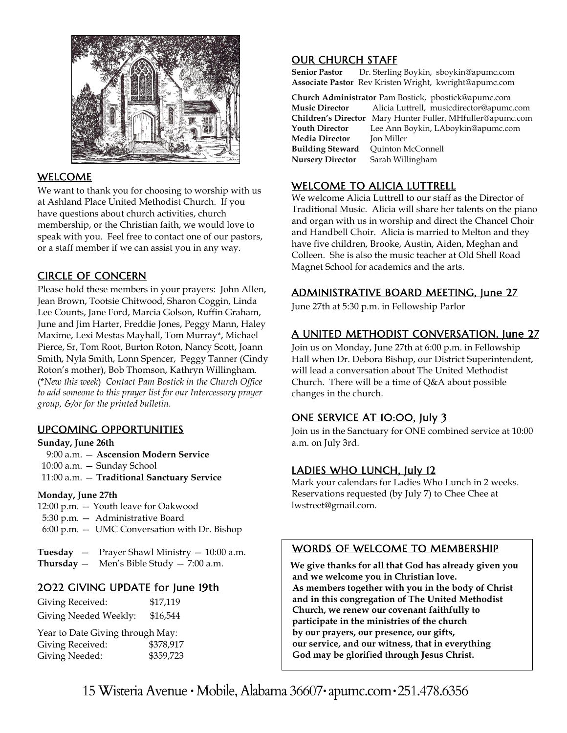## WELCOME

We want to thank you for choosing to worship with us at Ashland Place United Methodist Church. If you have questions about church activities, church membership, or the Christian faith, we would love to speak with you. Feel free to contact one of our pastors, or a staff member if we can assist you in any way.

## CIRCLE OF CONCERN

Please hold these members in your prayers: John Allen, Jean Brown, Tootsie Chitwood, Sharon Coggin, Linda Lee Counts, Jane Ford, Marcia Golson, Ruffin Graham, June and Jim Harter, Freddie Jones, Peggy Mann, Haley Maxime, Lexi Mestas Mayhall, Tom Murray*, Michael Pierce, Sr, Tom Root, Burton Roton, Nancy Scott, Joann Smith, Nyla Smith, Lonn Spencer, Peggy Tanner (Cindy Roton's mother), Bob Thomson, Kathryn Willingham. (*New this week*) *Contact Pam Bostick in the Church Office to add someone to this prayer list for our Intercessory prayer group, &/or for the printed bulletin.*

## UPCOMING OPPORTUNITIES

**Sunday, June 26th**

9:00 a.m. — **Ascension Modern Service**
10:00 a.m. — Sunday School
11:00 a.m. — **Traditional Sanctuary Service**

**Monday, June 27th**

12:00 p.m. — Youth leave for Oakwood
5:30 p.m. — Administrative Board
6:00 p.m. — UMC Conversation with Dr. Bishop

**Tuesday** — Prayer Shawl Ministry — 10:00 a.m.
**Thursday** — Men's Bible Study — 7:00 a.m.

## 2022 GIVING UPDATE for June 19th

| | |
|---|---|
| Giving Received: | $17,119 |
| Giving Needed Weekly: | $16,544 |

Year to Date Giving through May:

| | |
|---|---|
| Giving Received: | $378,917 |
| Giving Needed: | $359,723 |

## OUR CHURCH STAFF

**Senior Pastor** Dr. Sterling Boykin, sboykin@apumc.com
**Associate Pastor** Rev Kristen Wright, kwright@apumc.com

**Church Administrator** Pam Bostick, pbostick@apumc.com
**Music Director** Alicia Luttrell, musicdirector@apumc.com
**Children's Director** Mary Hunter Fuller, MHfuller@apumc.com
**Youth Director** Lee Ann Boykin, LAboykin@apumc.com
**Media Director** Jon Miller
**Building Steward** Quinton McConnell
**Nursery Director** Sarah Willingham

## WELCOME TO ALICIA LUTTRELL

We welcome Alicia Luttrell to our staff as the Director of Traditional Music. Alicia will share her talents on the piano and organ with us in worship and direct the Chancel Choir and Handbell Choir. Alicia is married to Melton and they have five children, Brooke, Austin, Aiden, Meghan and Colleen. She is also the music teacher at Old Shell Road Magnet School for academics and the arts.

## ADMINISTRATIVE BOARD MEETING, June 27

June 27th at 5:30 p.m. in Fellowship Parlor

## A UNITED METHODIST CONVERSATION, June 27

Join us on Monday, June 27th at 6:00 p.m. in Fellowship Hall when Dr. Debora Bishop, our District Superintendent, will lead a conversation about The United Methodist Church. There will be a time of Q&A about possible changes in the church.

## ONE SERVICE AT 10:00, July 3

Join us in the Sanctuary for ONE combined service at 10:00 a.m. on July 3rd.

## LADIES WHO LUNCH, July 12

Mark your calendars for Ladies Who Lunch in 2 weeks. Reservations requested (by July 7) to Chee Chee at lwstreet@gmail.com.

## WORDS OF WELCOME TO MEMBERSHIP

**We give thanks for all that God has already given you and we welcome you in Christian love. As members together with you in the body of Christ and in this congregation of The United Methodist Church, we renew our covenant faithfully to participate in the ministries of the church by our prayers, our presence, our gifts, our service, and our witness, that in everything God may be glorified through Jesus Christ.**

15 Wisteria Avenue • Mobile, Alabama 36607 • apumc.com • 251.478.6356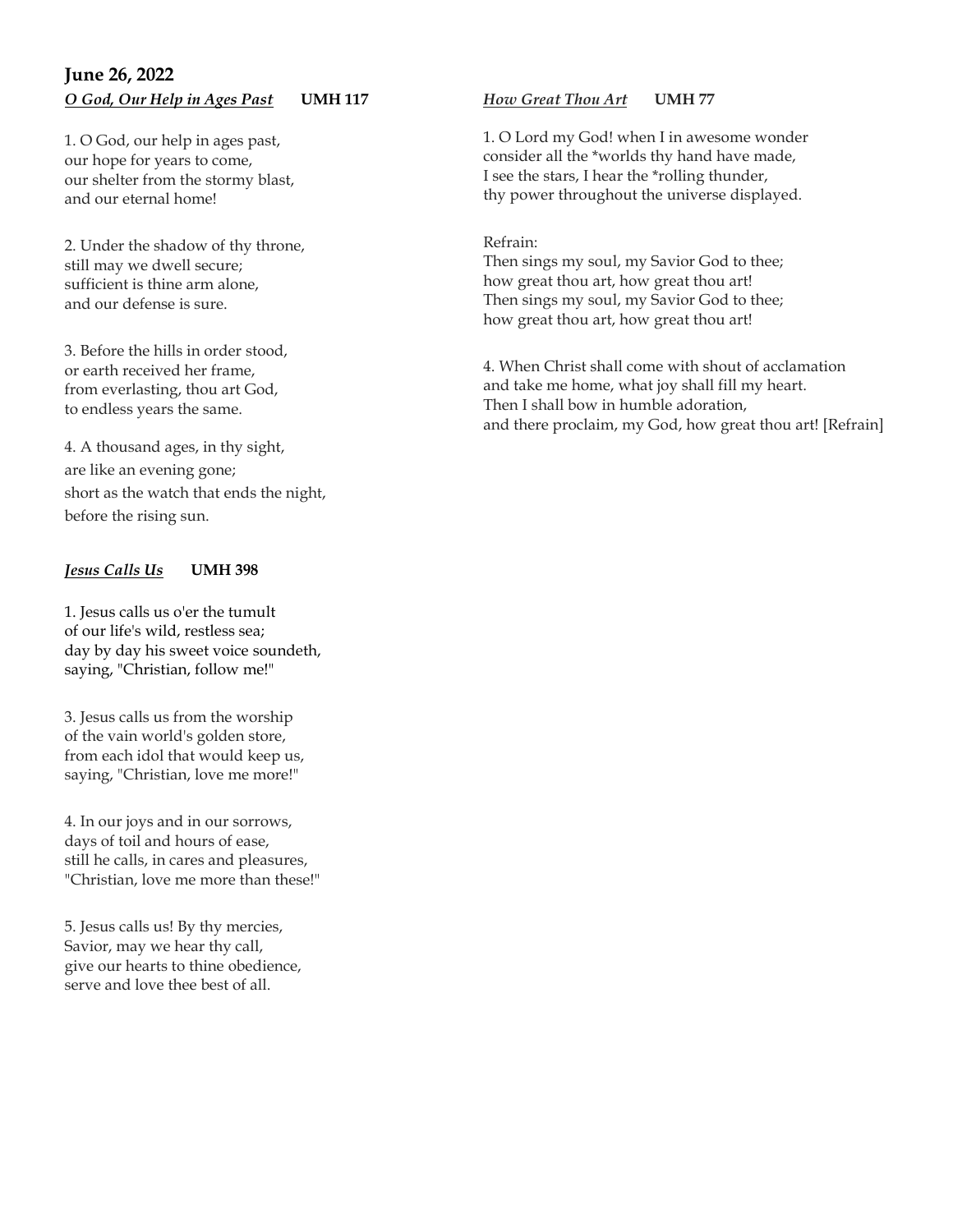## June 26, 2022

***O God, Our Help in Ages Past*** **UMH 117**

1. O God, our help in ages past,
our hope for years to come,
our shelter from the stormy blast,
and our eternal home!

2. Under the shadow of thy throne,
still may we dwell secure;
sufficient is thine arm alone,
and our defense is sure.

3. Before the hills in order stood,
or earth received her frame,
from everlasting, thou art God,
to endless years the same.

4. A thousand ages, in thy sight,
are like an evening gone;
short as the watch that ends the night,
before the rising sun.

***Jesus Calls Us*** **UMH 398**

1. Jesus calls us o'er the tumult
of our life's wild, restless sea;
day by day his sweet voice soundeth,
saying, "Christian, follow me!"

3. Jesus calls us from the worship
of the vain world's golden store,
from each idol that would keep us,
saying, "Christian, love me more!"

4. In our joys and in our sorrows,
days of toil and hours of ease,
still he calls, in cares and pleasures,
"Christian, love me more than these!"

5. Jesus calls us! By thy mercies,
Savior, may we hear thy call,
give our hearts to thine obedience,
serve and love thee best of all.

***How Great Thou Art*** **UMH 77**

1. O Lord my God! when I in awesome wonder
consider all the *worlds thy hand have made,
I see the stars, I hear the *rolling thunder,
thy power throughout the universe displayed.

Refrain:
Then sings my soul, my Savior God to thee;
how great thou art, how great thou art!
Then sings my soul, my Savior God to thee;
how great thou art, how great thou art!

4. When Christ shall come with shout of acclamation
and take me home, what joy shall fill my heart.
Then I shall bow in humble adoration,
and there proclaim, my God, how great thou art! [Refrain]